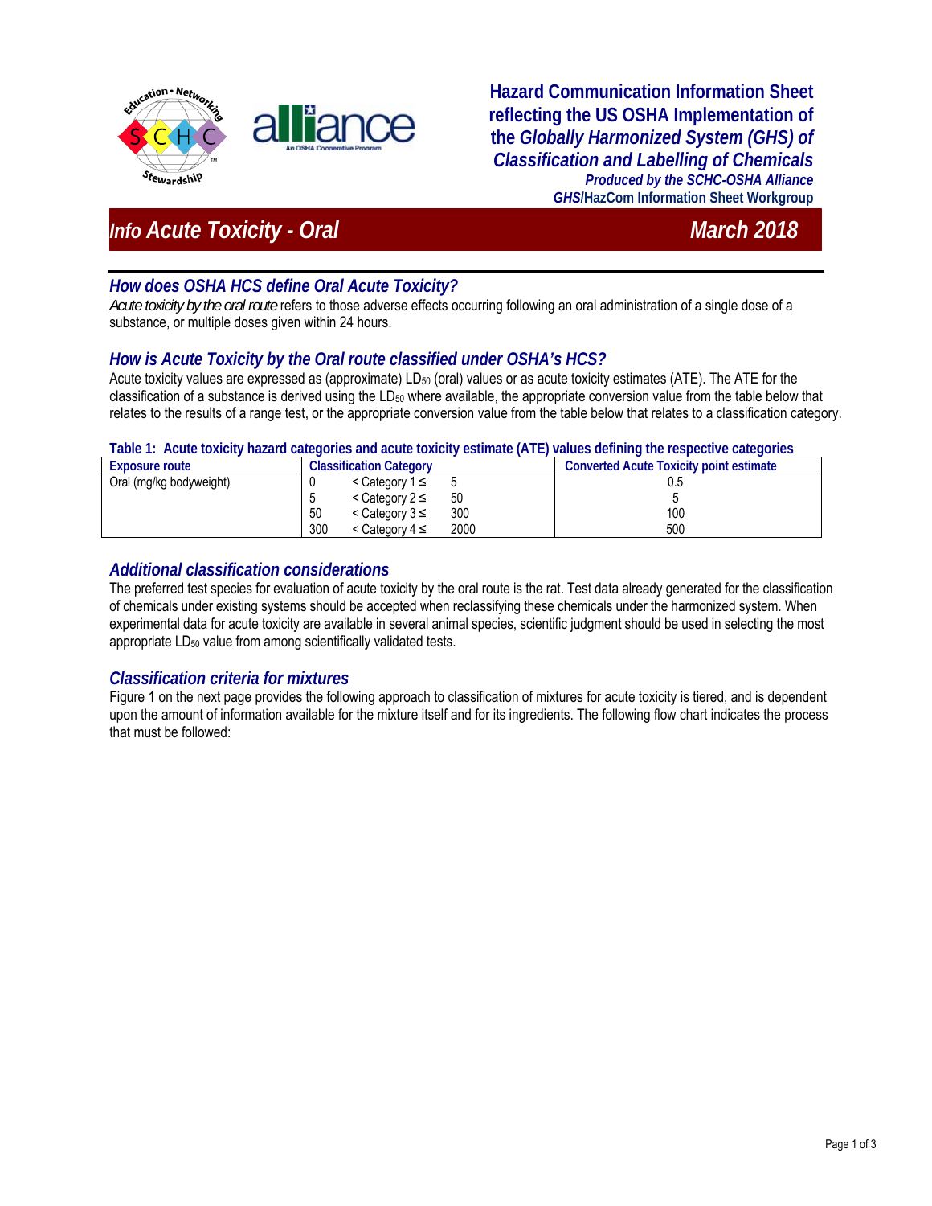**Hazard Communication Information Sheet reflecting the US OSHA Implementation of the *Globally Harmonized System (GHS) of Classification and Labelling of Chemicals***

***Produced by the SCHC-OSHA Alliance***
***GHS*/HazCom Information Sheet Workgroup**

# *Info Acute Toxicity - Oral* — *March 2018*

## *How does OSHA HCS define Oral Acute Toxicity?*

*Acute toxicity by the oral route* refers to those adverse effects occurring following an oral administration of a single dose of a substance, or multiple doses given within 24 hours.

## *How is Acute Toxicity by the Oral route classified under OSHA's HCS?*

Acute toxicity values are expressed as (approximate) $LD_{50}$ (oral) values or as acute toxicity estimates (ATE). The ATE for the classification of a substance is derived using the $LD_{50}$ where available, the appropriate conversion value from the table below that relates to the results of a range test, or the appropriate conversion value from the table below that relates to a classification category.

**Table 1: Acute toxicity hazard categories and acute toxicity estimate (ATE) values defining the respective categories**

| Exposure route | Classification Category | | | Converted Acute Toxicity point estimate |
|---|---|---|---|---|
| Oral (mg/kg bodyweight) | 0 | < Category 1 ≤ | 5 | 0.5 |
| | 5 | < Category 2 ≤ | 50 | 5 |
| | 50 | < Category 3 ≤ | 300 | 100 |
| | 300 | < Category 4 ≤ | 2000 | 500 |

## *Additional classification considerations*

The preferred test species for evaluation of acute toxicity by the oral route is the rat. Test data already generated for the classification of chemicals under existing systems should be accepted when reclassifying these chemicals under the harmonized system. When experimental data for acute toxicity are available in several animal species, scientific judgment should be used in selecting the most appropriate $LD_{50}$ value from among scientifically validated tests.

## *Classification criteria for mixtures*

Figure 1 on the next page provides the following approach to classification of mixtures for acute toxicity is tiered, and is dependent upon the amount of information available for the mixture itself and for its ingredients. The following flow chart indicates the process that must be followed: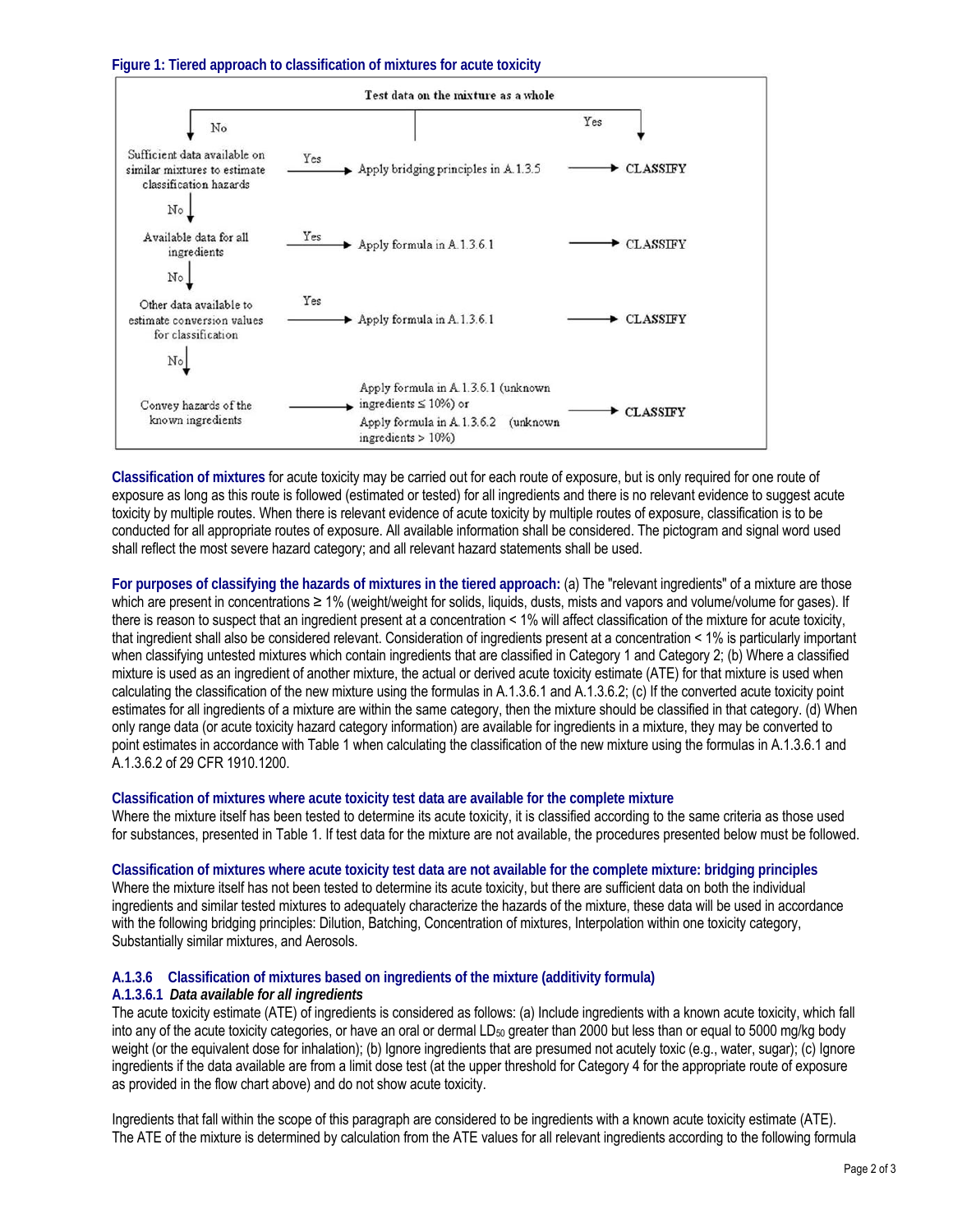**Figure 1: Tiered approach to classification of mixtures for acute toxicity**

Test data on the mixture as a whole

- Yes → CLASSIFY
- No → Sufficient data available on similar mixtures to estimate classification hazards
  - Yes → Apply bridging principles in A.1.3.5 → CLASSIFY
  - No → Available data for all ingredients
    - Yes → Apply formula in A.1.3.6.1 → CLASSIFY
    - No → Other data available to estimate conversion values for classification
      - Yes → Apply formula in A.1.3.6.1 → CLASSIFY
      - No → Convey hazards of the known ingredients → Apply formula in A.1.3.6.1 (unknown ingredients ≤ 10%) or Apply formula in A.1.3.6.2 (unknown ingredients > 10%) → CLASSIFY

**Classification of mixtures** for acute toxicity may be carried out for each route of exposure, but is only required for one route of exposure as long as this route is followed (estimated or tested) for all ingredients and there is no relevant evidence to suggest acute toxicity by multiple routes. When there is relevant evidence of acute toxicity by multiple routes of exposure, classification is to be conducted for all appropriate routes of exposure. All available information shall be considered. The pictogram and signal word used shall reflect the most severe hazard category; and all relevant hazard statements shall be used.

**For purposes of classifying the hazards of mixtures in the tiered approach:** (a) The "relevant ingredients" of a mixture are those which are present in concentrations ≥ 1% (weight/weight for solids, liquids, dusts, mists and vapors and volume/volume for gases). If there is reason to suspect that an ingredient present at a concentration < 1% will affect classification of the mixture for acute toxicity, that ingredient shall also be considered relevant. Consideration of ingredients present at a concentration < 1% is particularly important when classifying untested mixtures which contain ingredients that are classified in Category 1 and Category 2; (b) Where a classified mixture is used as an ingredient of another mixture, the actual or derived acute toxicity estimate (ATE) for that mixture is used when calculating the classification of the new mixture using the formulas in A.1.3.6.1 and A.1.3.6.2; (c) If the converted acute toxicity point estimates for all ingredients of a mixture are within the same category, then the mixture should be classified in that category. (d) When only range data (or acute toxicity hazard category information) are available for ingredients in a mixture, they may be converted to point estimates in accordance with Table 1 when calculating the classification of the new mixture using the formulas in A.1.3.6.1 and A.1.3.6.2 of 29 CFR 1910.1200.

**Classification of mixtures where acute toxicity test data are available for the complete mixture**

Where the mixture itself has been tested to determine its acute toxicity, it is classified according to the same criteria as those used for substances, presented in Table 1. If test data for the mixture are not available, the procedures presented below must be followed.

**Classification of mixtures where acute toxicity test data are not available for the complete mixture: bridging principles**

Where the mixture itself has not been tested to determine its acute toxicity, but there are sufficient data on both the individual ingredients and similar tested mixtures to adequately characterize the hazards of the mixture, these data will be used in accordance with the following bridging principles: Dilution, Batching, Concentration of mixtures, Interpolation within one toxicity category, Substantially similar mixtures, and Aerosols.

### A.1.3.6 Classification of mixtures based on ingredients of the mixture (additivity formula)

#### A.1.3.6.1 *Data available for all ingredients*

The acute toxicity estimate (ATE) of ingredients is considered as follows: (a) Include ingredients with a known acute toxicity, which fall into any of the acute toxicity categories, or have an oral or dermal $LD_{50}$ greater than 2000 but less than or equal to 5000 mg/kg body weight (or the equivalent dose for inhalation); (b) Ignore ingredients that are presumed not acutely toxic (e.g., water, sugar); (c) Ignore ingredients if the data available are from a limit dose test (at the upper threshold for Category 4 for the appropriate route of exposure as provided in the flow chart above) and do not show acute toxicity.

Ingredients that fall within the scope of this paragraph are considered to be ingredients with a known acute toxicity estimate (ATE). The ATE of the mixture is determined by calculation from the ATE values for all relevant ingredients according to the following formula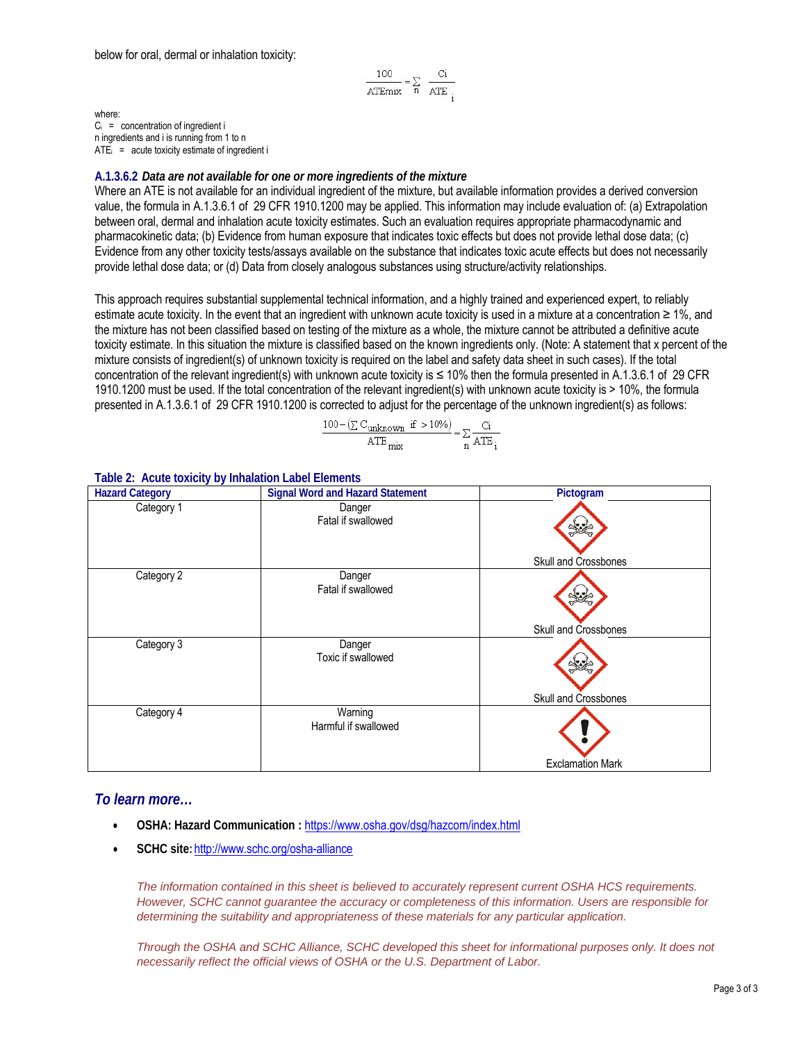below for oral, dermal or inhalation toxicity:

$$\frac{100}{ATEmix} = \sum_{n} \frac{Ci}{ATE_i}$$

where:
$C_i$ = concentration of ingredient i
n ingredients and i is running from 1 to n
$ATE_i$ = acute toxicity estimate of ingredient i

### A.1.3.6.2 *Data are not available for one or more ingredients of the mixture*

Where an ATE is not available for an individual ingredient of the mixture, but available information provides a derived conversion value, the formula in A.1.3.6.1 of 29 CFR 1910.1200 may be applied. This information may include evaluation of: (a) Extrapolation between oral, dermal and inhalation acute toxicity estimates. Such an evaluation requires appropriate pharmacodynamic and pharmacokinetic data; (b) Evidence from human exposure that indicates toxic effects but does not provide lethal dose data; (c) Evidence from any other toxicity tests/assays available on the substance that indicates toxic acute effects but does not necessarily provide lethal dose data; or (d) Data from closely analogous substances using structure/activity relationships.

This approach requires substantial supplemental technical information, and a highly trained and experienced expert, to reliably estimate acute toxicity. In the event that an ingredient with unknown acute toxicity is used in a mixture at a concentration ≥ 1%, and the mixture has not been classified based on testing of the mixture as a whole, the mixture cannot be attributed a definitive acute toxicity estimate. In this situation the mixture is classified based on the known ingredients only. (Note: A statement that x percent of the mixture consists of ingredient(s) of unknown toxicity is required on the label and safety data sheet in such cases). If the total concentration of the relevant ingredient(s) with unknown acute toxicity is ≤ 10% then the formula presented in A.1.3.6.1 of 29 CFR 1910.1200 must be used. If the total concentration of the relevant ingredient(s) with unknown acute toxicity is > 10%, the formula presented in A.1.3.6.1 of 29 CFR 1910.1200 is corrected to adjust for the percentage of the unknown ingredient(s) as follows:

$$\frac{100 - \left(\sum C_{unknown} \text{ if } > 10\%\right)}{ATE_{mix}} = \sum_{n} \frac{Ci}{ATE_i}$$

**Table 2: Acute toxicity by Inhalation Label Elements**

| Hazard Category | Signal Word and Hazard Statement | Pictogram |
|---|---|---|
| Category 1 | Danger<br>Fatal if swallowed | Skull and Crossbones |
| Category 2 | Danger<br>Fatal if swallowed | Skull and Crossbones |
| Category 3 | Danger<br>Toxic if swallowed | Skull and Crossbones |
| Category 4 | Warning<br>Harmful if swallowed | Exclamation Mark |

## *To learn more…*

- **OSHA: Hazard Communication :** https://www.osha.gov/dsg/hazcom/index.html
- **SCHC site:** http://www.schc.org/osha-alliance

*The information contained in this sheet is believed to accurately represent current OSHA HCS requirements. However, SCHC cannot guarantee the accuracy or completeness of this information. Users are responsible for determining the suitability and appropriateness of these materials for any particular application.*

*Through the OSHA and SCHC Alliance, SCHC developed this sheet for informational purposes only. It does not necessarily reflect the official views of OSHA or the U.S. Department of Labor.*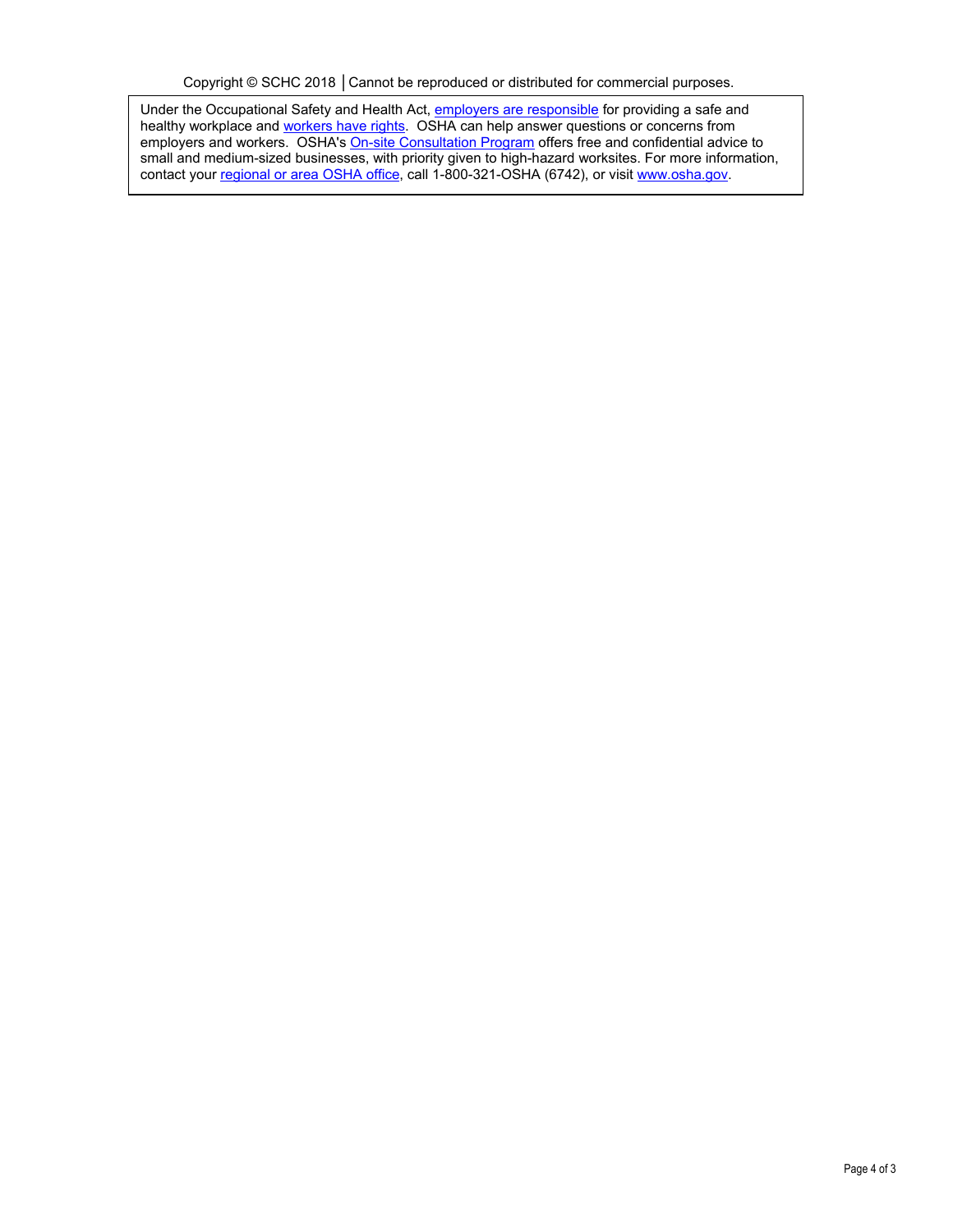Copyright © SCHC 2018 │Cannot be reproduced or distributed for commercial purposes.

Under the Occupational Safety and Health Act, employers are responsible for providing a safe and healthy workplace and workers have rights. OSHA can help answer questions or concerns from employers and workers. OSHA's On-site Consultation Program offers free and confidential advice to small and medium-sized businesses, with priority given to high-hazard worksites. For more information, contact your regional or area OSHA office, call 1-800-321-OSHA (6742), or visit www.osha.gov.